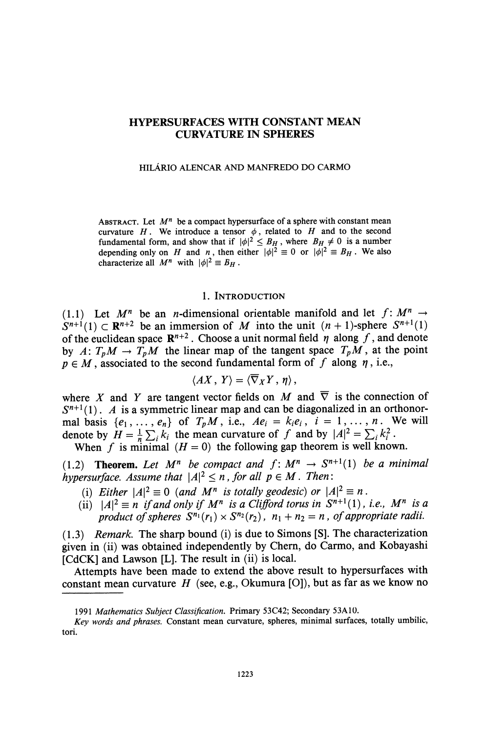# HYPERSURFACES WITH CONSTANT MEAN CURVATURE IN SPHERES

HILÁRIO ALENCAR AND MANFREDO DO CARMO

ABSTRACT. Let $M^n$ be a compact hypersurface of a sphere with constant mean curvature $H$. We introduce a tensor $\phi$, related to $H$ and to the second fundamental form, and show that if $|\phi|^2 \leq B_H$, where $B_H \neq 0$ is a number depending only on $H$ and $n$, then either $|\phi|^2 \equiv 0$ or $|\phi|^2 \equiv B_H$. We also characterize all $M^n$ with $|\phi|^2 \equiv B_H$.

## 1. INTRODUCTION

(1.1) Let $M^n$ be an $n$-dimensional orientable manifold and let $f: M^n \to S^{n+1}(1) \subset \mathbf{R}^{n+2}$ be an immersion of $M$ into the unit $(n+1)$-sphere $S^{n+1}(1)$ of the euclidean space $\mathbf{R}^{n+2}$. Choose a unit normal field $\eta$ along $f$, and denote by $A: T_pM \to T_pM$ the linear map of the tangent space $T_pM$, at the point $p \in M$, associated to the second fundamental form of $f$ along $\eta$, i.e.,

$$\langle AX, Y\rangle = \langle \overline{\nabla}_X Y, \eta\rangle,$$

where $X$ and $Y$ are tangent vector fields on $M$ and $\overline{\nabla}$ is the connection of $S^{n+1}(1)$. $A$ is a symmetric linear map and can be diagonalized in an orthonormal basis $\{e_1, \dots, e_n\}$ of $T_pM$, i.e., $Ae_i = k_i e_i$, $i = 1, \dots, n$. We will denote by $H = \frac{1}{n}\sum_i k_i$ the mean curvature of $f$ and by $|A|^2 = \sum_i k_i^2$.

When $f$ is minimal ($H = 0$) the following gap theorem is well known.

(1.2) **Theorem.** *Let $M^n$ be compact and $f: M^n \to S^{n+1}(1)$ be a minimal hypersurface. Assume that $|A|^2 \leq n$, for all $p \in M$. Then*:

(i) *Either $|A|^2 \equiv 0$ (and $M^n$ is totally geodesic) or $|A|^2 \equiv n$.*

(ii) *$|A|^2 \equiv n$ if and only if $M^n$ is a Clifford torus in $S^{n+1}(1)$, i.e., $M^n$ is a product of spheres $S^{n_1}(r_1) \times S^{n_2}(r_2)$, $n_1 + n_2 = n$, of appropriate radii.*

(1.3) *Remark.* The sharp bound (i) is due to Simons [S]. The characterization given in (ii) was obtained independently by Chern, do Carmo, and Kobayashi [CdCK] and Lawson [L]. The result in (ii) is local.

Attempts have been made to extend the above result to hypersurfaces with constant mean curvature $H$ (see, e.g., Okumura [O]), but as far as we know no

---

1991 *Mathematics Subject Classification.* Primary 53C42; Secondary 53A10.

*Key words and phrases.* Constant mean curvature, spheres, minimal surfaces, totally umbilic, tori.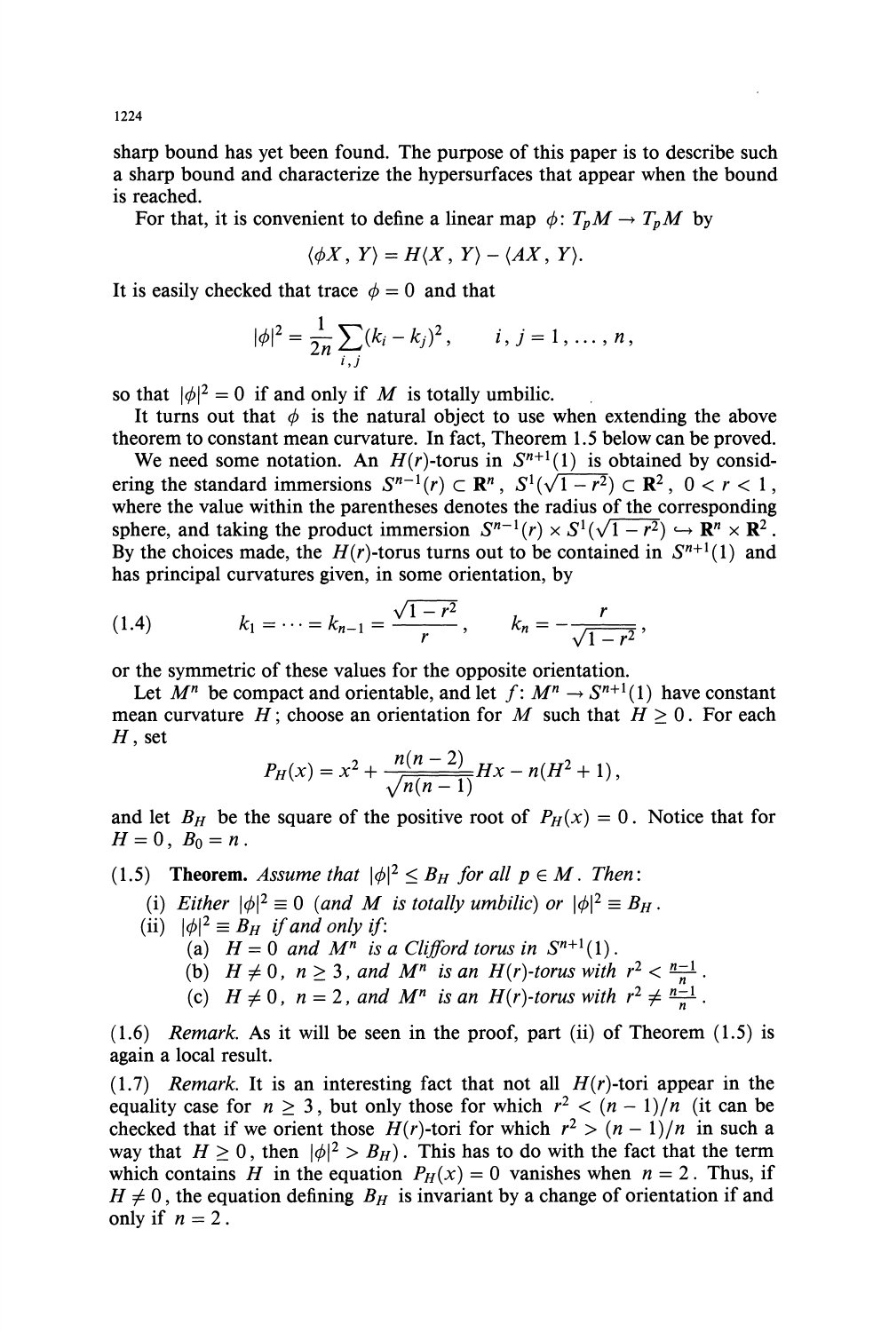sharp bound has yet been found. The purpose of this paper is to describe such a sharp bound and characterize the hypersurfaces that appear when the bound is reached.

For that, it is convenient to define a linear map $\phi \colon T_pM \to T_pM$ by

$$\langle \phi X, Y \rangle = H\langle X, Y \rangle - \langle AX, Y \rangle.$$

It is easily checked that trace $\phi = 0$ and that

$$|\phi|^2 = \frac{1}{2n} \sum_{i,j} (k_i - k_j)^2, \qquad i, j = 1, \ldots, n,$$

so that $|\phi|^2 = 0$ if and only if $M$ is totally umbilic.

It turns out that $\phi$ is the natural object to use when extending the above theorem to constant mean curvature. In fact, Theorem 1.5 below can be proved.

We need some notation. An $H(r)$-torus in $S^{n+1}(1)$ is obtained by considering the standard immersions $S^{n-1}(r) \subset \mathbf{R}^n$, $S^1(\sqrt{1-r^2}) \subset \mathbf{R}^2$, $0 < r < 1$, where the value within the parentheses denotes the radius of the corresponding sphere, and taking the product immersion $S^{n-1}(r) \times S^1(\sqrt{1-r^2}) \hookrightarrow \mathbf{R}^n \times \mathbf{R}^2$. By the choices made, the $H(r)$-torus turns out to be contained in $S^{n+1}(1)$ and has principal curvatures given, in some orientation, by

$$(1.4) \qquad k_1 = \cdots = k_{n-1} = \frac{\sqrt{1-r^2}}{r}, \qquad k_n = -\frac{r}{\sqrt{1-r^2}},$$

or the symmetric of these values for the opposite orientation.

Let $M^n$ be compact and orientable, and let $f \colon M^n \to S^{n+1}(1)$ have constant mean curvature $H$; choose an orientation for $M$ such that $H \geq 0$. For each $H$, set

$$P_H(x) = x^2 + \frac{n(n-2)}{\sqrt{n(n-1)}} Hx - n(H^2 + 1),$$

and let $B_H$ be the square of the positive root of $P_H(x) = 0$. Notice that for $H = 0$, $B_0 = n$.

(1.5) **Theorem.** *Assume that $|\phi|^2 \leq B_H$ for all $p \in M$. Then:*

(i) *Either $|\phi|^2 \equiv 0$ (and $M$ is totally umbilic) or $|\phi|^2 \equiv B_H$.*

(ii) *$|\phi|^2 \equiv B_H$ if and only if:*

(a) *$H = 0$ and $M^n$ is a Clifford torus in $S^{n+1}(1)$.*

(b) *$H \neq 0$, $n \geq 3$, and $M^n$ is an $H(r)$-torus with $r^2 < \frac{n-1}{n}$.*

(c) *$H \neq 0$, $n = 2$, and $M^n$ is an $H(r)$-torus with $r^2 \neq \frac{n-1}{n}$.*

(1.6) *Remark.* As it will be seen in the proof, part (ii) of Theorem (1.5) is again a local result.

(1.7) *Remark.* It is an interesting fact that not all $H(r)$-tori appear in the equality case for $n \geq 3$, but only those for which $r^2 < (n-1)/n$ (it can be checked that if we orient those $H(r)$-tori for which $r^2 > (n-1)/n$ in such a way that $H \geq 0$, then $|\phi|^2 > B_H$). This has to do with the fact that the term which contains $H$ in the equation $P_H(x) = 0$ vanishes when $n = 2$. Thus, if $H \neq 0$, the equation defining $B_H$ is invariant by a change of orientation if and only if $n = 2$.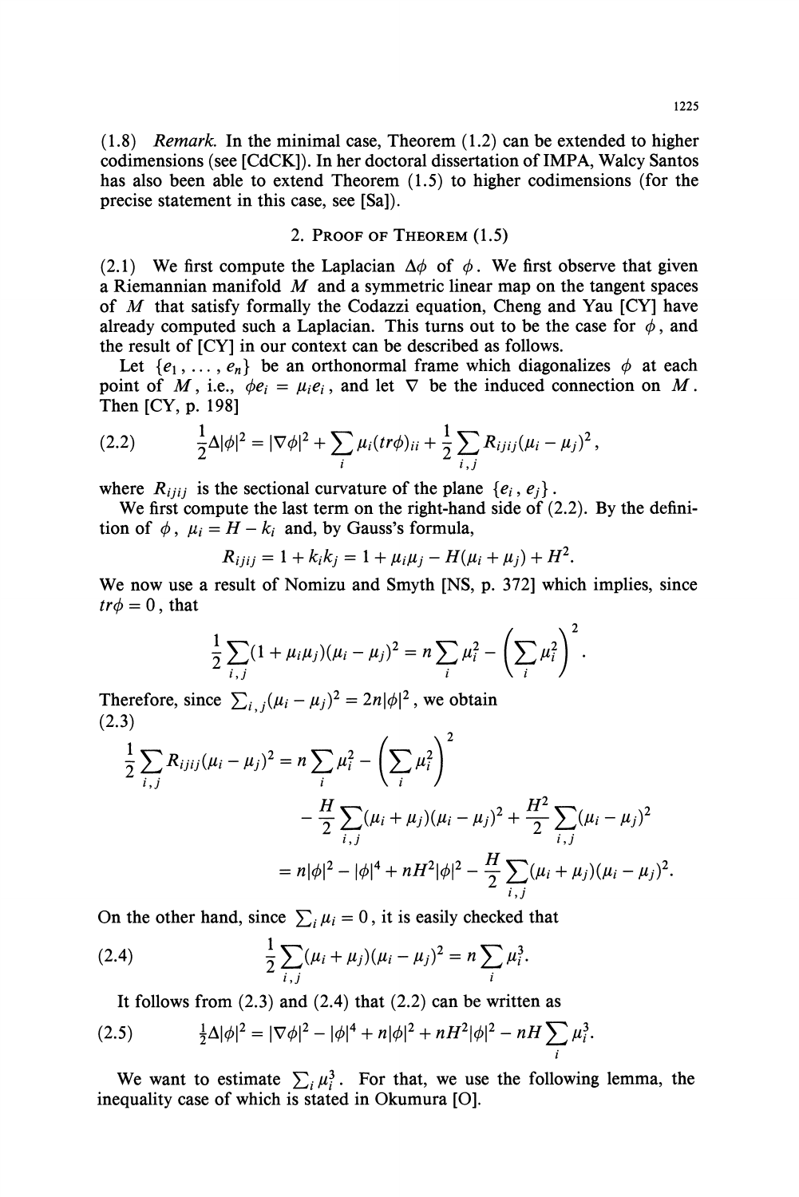(1.8) *Remark.* In the minimal case, Theorem (1.2) can be extended to higher codimensions (see [CdCK]). In her doctoral dissertation of IMPA, Walcy Santos has also been able to extend Theorem (1.5) to higher codimensions (for the precise statement in this case, see [Sa]).

## 2. Proof of Theorem (1.5)

(2.1) We first compute the Laplacian $\Delta\phi$ of $\phi$. We first observe that given a Riemannian manifold $M$ and a symmetric linear map on the tangent spaces of $M$ that satisfy formally the Codazzi equation, Cheng and Yau [CY] have already computed such a Laplacian. This turns out to be the case for $\phi$, and the result of [CY] in our context can be described as follows.

Let $\{e_1, \dots, e_n\}$ be an orthonormal frame which diagonalizes $\phi$ at each point of $M$, i.e., $\phi e_i = \mu_i e_i$, and let $\nabla$ be the induced connection on $M$. Then [CY, p. 198]

$$\frac{1}{2}\Delta|\phi|^2 = |\nabla\phi|^2 + \sum_i \mu_i (tr\phi)_{ii} + \frac{1}{2}\sum_{i,j} R_{ijij}(\mu_i - \mu_j)^2, \tag{2.2}$$

where $R_{ijij}$ is the sectional curvature of the plane $\{e_i, e_j\}$.

We first compute the last term on the right-hand side of (2.2). By the definition of $\phi$, $\mu_i = H - k_i$ and, by Gauss's formula,

$$R_{ijij} = 1 + k_i k_j = 1 + \mu_i\mu_j - H(\mu_i + \mu_j) + H^2.$$

We now use a result of Nomizu and Smyth [NS, p. 372] which implies, since $tr\phi = 0$, that

$$\frac{1}{2}\sum_{i,j}(1 + \mu_i\mu_j)(\mu_i - \mu_j)^2 = n\sum_i \mu_i^2 - \left(\sum_i \mu_i^2\right)^2.$$

Therefore, since $\sum_{i,j}(\mu_i - \mu_j)^2 = 2n|\phi|^2$, we obtain

(2.3)
$$\begin{aligned}
\frac{1}{2}\sum_{i,j} R_{ijij}(\mu_i - \mu_j)^2 &= n\sum_i \mu_i^2 - \left(\sum_i \mu_i^2\right)^2 \\
&\quad - \frac{H}{2}\sum_{i,j}(\mu_i + \mu_j)(\mu_i - \mu_j)^2 + \frac{H^2}{2}\sum_{i,j}(\mu_i - \mu_j)^2 \\
&= n|\phi|^2 - |\phi|^4 + nH^2|\phi|^2 - \frac{H}{2}\sum_{i,j}(\mu_i + \mu_j)(\mu_i - \mu_j)^2.
\end{aligned}$$

On the other hand, since $\sum_i \mu_i = 0$, it is easily checked that

$$\frac{1}{2}\sum_{i,j}(\mu_i + \mu_j)(\mu_i - \mu_j)^2 = n\sum_i \mu_i^3. \tag{2.4}$$

It follows from (2.3) and (2.4) that (2.2) can be written as

$$\tfrac{1}{2}\Delta|\phi|^2 = |\nabla\phi|^2 - |\phi|^4 + n|\phi|^2 + nH^2|\phi|^2 - nH\sum_i \mu_i^3. \tag{2.5}$$

We want to estimate $\sum_i \mu_i^3$. For that, we use the following lemma, the inequality case of which is stated in Okumura [O].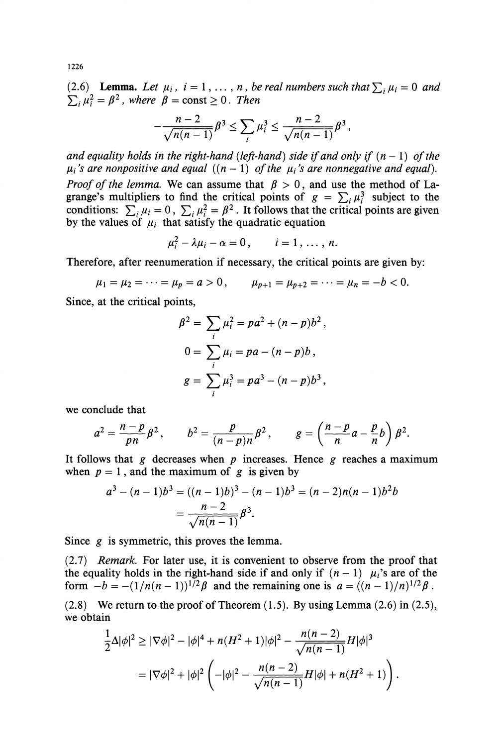(2.6) **Lemma.** *Let $\mu_i$, $i = 1, \ldots, n$, be real numbers such that $\sum_i \mu_i = 0$ and $\sum_i \mu_i^2 = \beta^2$, where $\beta = \text{const} \geq 0$. Then*

$$-\frac{n-2}{\sqrt{n(n-1)}}\beta^3 \leq \sum_i \mu_i^3 \leq \frac{n-2}{\sqrt{n(n-1)}}\beta^3,$$

*and equality holds in the right-hand (left-hand) side if and only if $(n-1)$ of the $\mu_i$'s are nonpositive and equal ($(n-1)$ of the $\mu_i$'s are nonnegative and equal).*

*Proof of the lemma.* We can assume that $\beta > 0$, and use the method of Lagrange's multipliers to find the critical points of $g = \sum_i \mu_i^3$ subject to the conditions: $\sum_i \mu_i = 0$, $\sum_i \mu_i^2 = \beta^2$. It follows that the critical points are given by the values of $\mu_i$ that satisfy the quadratic equation

$$\mu_i^2 - \lambda \mu_i - \alpha = 0, \qquad i = 1, \ldots, n.$$

Therefore, after reenumeration if necessary, the critical points are given by:

$$\mu_1 = \mu_2 = \cdots = \mu_p = a > 0, \qquad \mu_{p+1} = \mu_{p+2} = \cdots = \mu_n = -b < 0.$$

Since, at the critical points,

$$\beta^2 = \sum_i \mu_i^2 = pa^2 + (n-p)b^2,$$

$$0 = \sum_i \mu_i = pa - (n-p)b,$$

$$g = \sum_i \mu_i^3 = pa^3 - (n-p)b^3,$$

we conclude that

$$a^2 = \frac{n-p}{pn}\beta^2, \qquad b^2 = \frac{p}{(n-p)n}\beta^2, \qquad g = \left(\frac{n-p}{n}a - \frac{p}{n}b\right)\beta^2.$$

It follows that $g$ decreases when $p$ increases. Hence $g$ reaches a maximum when $p = 1$, and the maximum of $g$ is given by

$$a^3 - (n-1)b^3 = ((n-1)b)^3 - (n-1)b^3 = (n-2)n(n-1)b^2 b$$
$$= \frac{n-2}{\sqrt{n(n-1)}}\beta^3.$$

Since $g$ is symmetric, this proves the lemma.

(2.7) *Remark.* For later use, it is convenient to observe from the proof that the equality holds in the right-hand side if and only if $(n-1)$ $\mu_i$'s are of the form $-b = -(1/n(n-1))^{1/2}\beta$ and the remaining one is $a = ((n-1)/n)^{1/2}\beta$.

(2.8) We return to the proof of Theorem (1.5). By using Lemma (2.6) in (2.5), we obtain

$$\frac{1}{2}\Delta|\phi|^2 \geq |\nabla\phi|^2 - |\phi|^4 + n(H^2+1)|\phi|^2 - \frac{n(n-2)}{\sqrt{n(n-1)}}H|\phi|^3$$

$$= |\nabla\phi|^2 + |\phi|^2\left(-|\phi|^2 - \frac{n(n-2)}{\sqrt{n(n-1)}}H|\phi| + n(H^2+1)\right).$$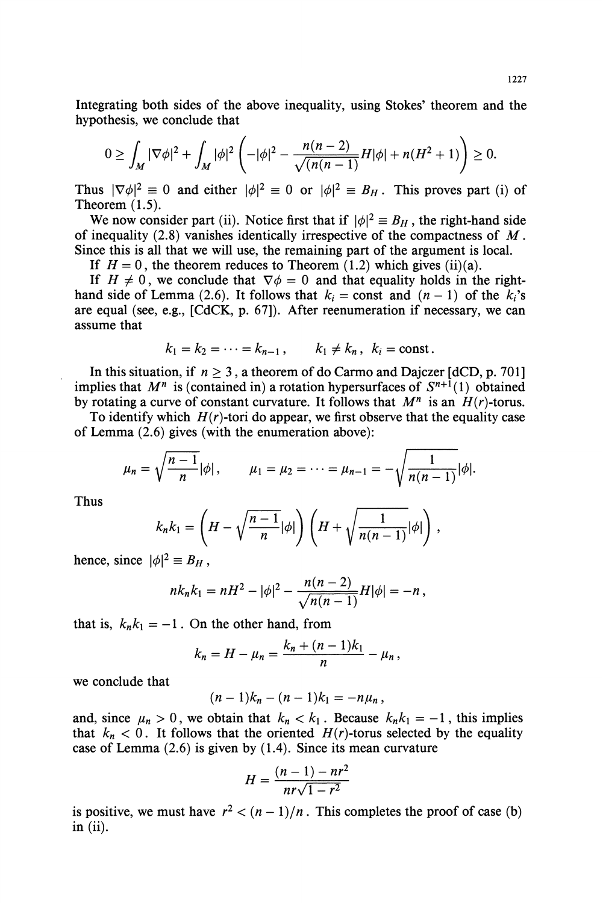Integrating both sides of the above inequality, using Stokes' theorem and the hypothesis, we conclude that

$$0 \geq \int_M |\nabla \phi|^2 + \int_M |\phi|^2 \left( -|\phi|^2 - \frac{n(n-2)}{\sqrt{(n(n-1)}} H|\phi| + n(H^2+1) \right) \geq 0.$$

Thus $|\nabla \phi|^2 \equiv 0$ and either $|\phi|^2 \equiv 0$ or $|\phi|^2 \equiv B_H$. This proves part (i) of Theorem (1.5).

We now consider part (ii). Notice first that if $|\phi|^2 \equiv B_H$, the right-hand side of inequality (2.8) vanishes identically irrespective of the compactness of $M$. Since this is all that we will use, the remaining part of the argument is local.

If $H = 0$, the theorem reduces to Theorem (1.2) which gives (ii)(a).

If $H \neq 0$, we conclude that $\nabla \phi = 0$ and that equality holds in the right-hand side of Lemma (2.6). It follows that $k_i = \text{const}$ and $(n-1)$ of the $k_i$'s are equal (see, e.g., [CdCK, p. 67]). After reenumeration if necessary, we can assume that

$$k_1 = k_2 = \cdots = k_{n-1}, \qquad k_1 \neq k_n, \ k_i = \text{const}.$$

In this situation, if $n \geq 3$, a theorem of do Carmo and Dajczer [dCD, p. 701] implies that $M^n$ is (contained in) a rotation hypersurfaces of $S^{n+1}(1)$ obtained by rotating a curve of constant curvature. It follows that $M^n$ is an $H(r)$-torus.

To identify which $H(r)$-tori do appear, we first observe that the equality case of Lemma (2.6) gives (with the enumeration above):

$$\mu_n = \sqrt{\frac{n-1}{n}} |\phi|, \qquad \mu_1 = \mu_2 = \cdots = \mu_{n-1} = -\sqrt{\frac{1}{n(n-1)}} |\phi|.$$

Thus

$$k_n k_1 = \left( H - \sqrt{\frac{n-1}{n}} |\phi| \right) \left( H + \sqrt{\frac{1}{n(n-1)}} |\phi| \right),$$

hence, since $|\phi|^2 \equiv B_H$,

$$n k_n k_1 = nH^2 - |\phi|^2 - \frac{n(n-2)}{\sqrt{n(n-1)}} H|\phi| = -n,$$

that is, $k_n k_1 = -1$. On the other hand, from

$$k_n = H - \mu_n = \frac{k_n + (n-1)k_1}{n} - \mu_n,$$

we conclude that

$$(n-1)k_n - (n-1)k_1 = -n\mu_n,$$

and, since $\mu_n > 0$, we obtain that $k_n < k_1$. Because $k_n k_1 = -1$, this implies that $k_n < 0$. It follows that the oriented $H(r)$-torus selected by the equality case of Lemma (2.6) is given by (1.4). Since its mean curvature

$$H = \frac{(n-1) - nr^2}{nr\sqrt{1-r^2}}$$

is positive, we must have $r^2 < (n-1)/n$. This completes the proof of case (b) in (ii).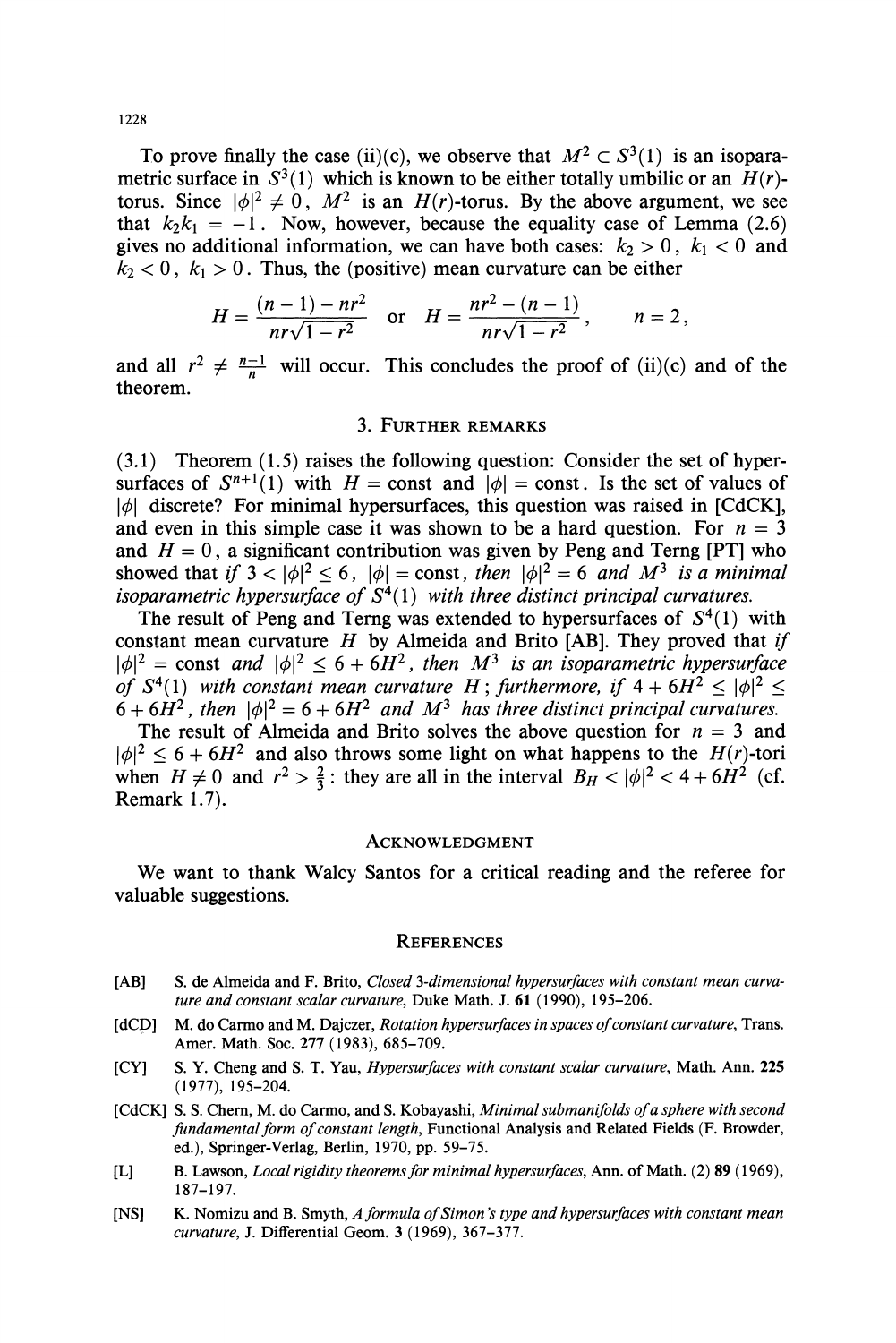To prove finally the case (ii)(c), we observe that $M^2 \subset S^3(1)$ is an isoparametric surface in $S^3(1)$ which is known to be either totally umbilic or an $H(r)$-torus. Since $|\phi|^2 \neq 0$, $M^2$ is an $H(r)$-torus. By the above argument, we see that $k_2 k_1 = -1$. Now, however, because the equality case of Lemma (2.6) gives no additional information, we can have both cases: $k_2 > 0$, $k_1 < 0$ and $k_2 < 0$, $k_1 > 0$. Thus, the (positive) mean curvature can be either

$$H = \frac{(n-1) - nr^2}{nr\sqrt{1-r^2}} \quad \text{or} \quad H = \frac{nr^2 - (n-1)}{nr\sqrt{1-r^2}}, \qquad n = 2,$$

and all $r^2 \neq \frac{n-1}{n}$ will occur. This concludes the proof of (ii)(c) and of the theorem.

## 3. Further remarks

(3.1) Theorem (1.5) raises the following question: Consider the set of hypersurfaces of $S^{n+1}(1)$ with $H = \text{const}$ and $|\phi| = \text{const}$. Is the set of values of $|\phi|$ discrete? For minimal hypersurfaces, this question was raised in [CdCK], and even in this simple case it was shown to be a hard question. For $n = 3$ and $H = 0$, a significant contribution was given by Peng and Terng [PT] who showed that *if $3 < |\phi|^2 \leq 6$, $|\phi| = \text{const}$, then $|\phi|^2 = 6$ and $M^3$ is a minimal isoparametric hypersurface of $S^4(1)$ with three distinct principal curvatures.*

The result of Peng and Terng was extended to hypersurfaces of $S^4(1)$ with constant mean curvature $H$ by Almeida and Brito [AB]. They proved that *if $|\phi|^2 = \text{const}$ and $|\phi|^2 \leq 6 + 6H^2$, then $M^3$ is an isoparametric hypersurface of $S^4(1)$ with constant mean curvature $H$; furthermore, if $4 + 6H^2 \leq |\phi|^2 \leq 6 + 6H^2$, then $|\phi|^2 = 6 + 6H^2$ and $M^3$ has three distinct principal curvatures.*

The result of Almeida and Brito solves the above question for $n = 3$ and $|\phi|^2 \leq 6 + 6H^2$ and also throws some light on what happens to the $H(r)$-tori when $H \neq 0$ and $r^2 > \frac{2}{3}$: they are all in the interval $B_H < |\phi|^2 < 4 + 6H^2$ (cf. Remark 1.7).

## Acknowledgment

We want to thank Walcy Santos for a critical reading and the referee for valuable suggestions.

## References

[AB] S. de Almeida and F. Brito, *Closed 3-dimensional hypersurfaces with constant mean curvature and constant scalar curvature*, Duke Math. J. **61** (1990), 195–206.

[dCD] M. do Carmo and M. Dajczer, *Rotation hypersurfaces in spaces of constant curvature*, Trans. Amer. Math. Soc. **277** (1983), 685–709.

[CY] S. Y. Cheng and S. T. Yau, *Hypersurfaces with constant scalar curvature*, Math. Ann. **225** (1977), 195–204.

[CdCK] S. S. Chern, M. do Carmo, and S. Kobayashi, *Minimal submanifolds of a sphere with second fundamental form of constant length*, Functional Analysis and Related Fields (F. Browder, ed.), Springer-Verlag, Berlin, 1970, pp. 59–75.

[L] B. Lawson, *Local rigidity theorems for minimal hypersurfaces*, Ann. of Math. (2) **89** (1969), 187–197.

[NS] K. Nomizu and B. Smyth, *A formula of Simon's type and hypersurfaces with constant mean curvature*, J. Differential Geom. **3** (1969), 367–377.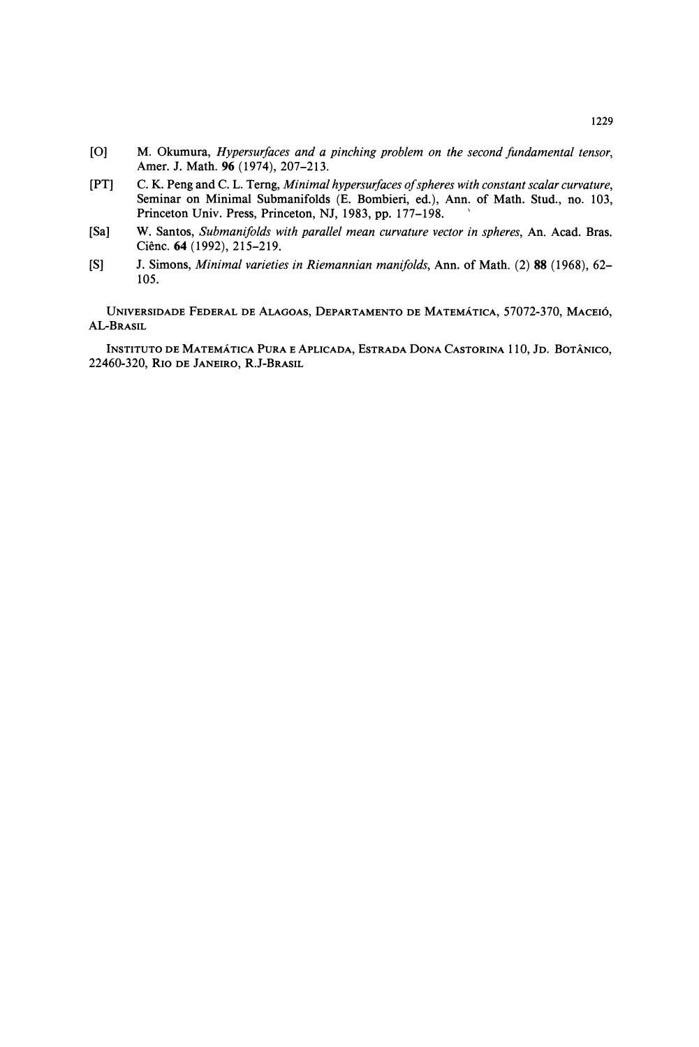[O] M. Okumura, *Hypersurfaces and a pinching problem on the second fundamental tensor*, Amer. J. Math. **96** (1974), 207–213.

[PT] C. K. Peng and C. L. Terng, *Minimal hypersurfaces of spheres with constant scalar curvature*, Seminar on Minimal Submanifolds (E. Bombieri, ed.), Ann. of Math. Stud., no. 103, Princeton Univ. Press, Princeton, NJ, 1983, pp. 177–198.

[Sa] W. Santos, *Submanifolds with parallel mean curvature vector in spheres*, An. Acad. Bras. Ciênc. **64** (1992), 215–219.

[S] J. Simons, *Minimal varieties in Riemannian manifolds*, Ann. of Math. (2) **88** (1968), 62–105.

Universidade Federal de Alagoas, Departamento de Matemática, 57072-370, Maceió, AL-Brasil

Instituto de Matemática Pura e Aplicada, Estrada Dona Castorina 110, Jd. Botânico, 22460-320, Rio de Janeiro, R.J-Brasil